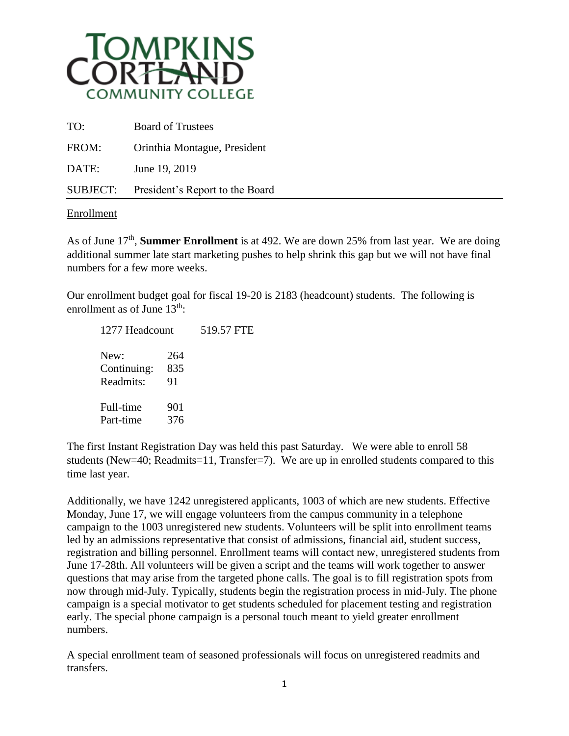# TOMPKINS CORTLAND COMMUNITY COLLEGE

| | |
|---|---|
| TO: | Board of Trustees |
| FROM: | Orinthia Montague, President |
| DATE: | June 19, 2019 |
| SUBJECT: | President's Report to the Board |

## Enrollment

As of June 17th, **Summer Enrollment** is at 492. We are down 25% from last year. We are doing additional summer late start marketing pushes to help shrink this gap but we will not have final numbers for a few more weeks.

Our enrollment budget goal for fiscal 19-20 is 2183 (headcount) students. The following is enrollment as of June 13th:

| | |
|---|---|
| 1277 Headcount | 519.57 FTE |
| New: | 264 |
| Continuing: | 835 |
| Readmits: | 91 |
| Full-time | 901 |
| Part-time | 376 |

The first Instant Registration Day was held this past Saturday. We were able to enroll 58 students (New=40; Readmits=11, Transfer=7). We are up in enrolled students compared to this time last year.

Additionally, we have 1242 unregistered applicants, 1003 of which are new students. Effective Monday, June 17, we will engage volunteers from the campus community in a telephone campaign to the 1003 unregistered new students. Volunteers will be split into enrollment teams led by an admissions representative that consist of admissions, financial aid, student success, registration and billing personnel. Enrollment teams will contact new, unregistered students from June 17-28th. All volunteers will be given a script and the teams will work together to answer questions that may arise from the targeted phone calls. The goal is to fill registration spots from now through mid-July. Typically, students begin the registration process in mid-July. The phone campaign is a special motivator to get students scheduled for placement testing and registration early. The special phone campaign is a personal touch meant to yield greater enrollment numbers.

A special enrollment team of seasoned professionals will focus on unregistered readmits and transfers.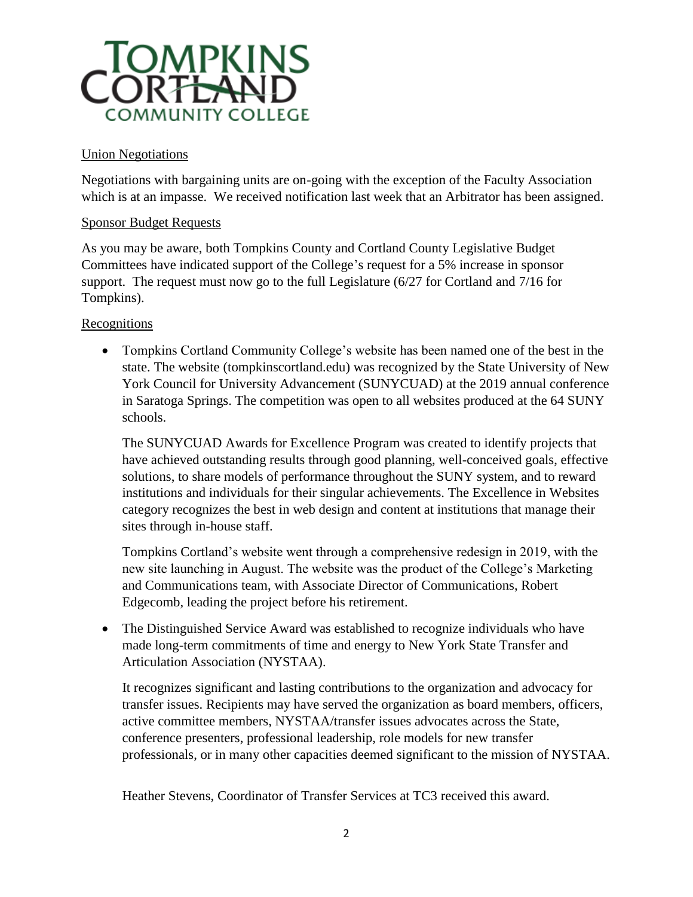TOMPKINS CORTLAND COMMUNITY COLLEGE

## Union Negotiations

Negotiations with bargaining units are on-going with the exception of the Faculty Association which is at an impasse. We received notification last week that an Arbitrator has been assigned.

## Sponsor Budget Requests

As you may be aware, both Tompkins County and Cortland County Legislative Budget Committees have indicated support of the College's request for a 5% increase in sponsor support. The request must now go to the full Legislature (6/27 for Cortland and 7/16 for Tompkins).

## Recognitions

- Tompkins Cortland Community College's website has been named one of the best in the state. The website (tompkinscortland.edu) was recognized by the State University of New York Council for University Advancement (SUNYCUAD) at the 2019 annual conference in Saratoga Springs. The competition was open to all websites produced at the 64 SUNY schools.

  The SUNYCUAD Awards for Excellence Program was created to identify projects that have achieved outstanding results through good planning, well-conceived goals, effective solutions, to share models of performance throughout the SUNY system, and to reward institutions and individuals for their singular achievements. The Excellence in Websites category recognizes the best in web design and content at institutions that manage their sites through in-house staff.

  Tompkins Cortland's website went through a comprehensive redesign in 2019, with the new site launching in August. The website was the product of the College's Marketing and Communications team, with Associate Director of Communications, Robert Edgecomb, leading the project before his retirement.

- The Distinguished Service Award was established to recognize individuals who have made long-term commitments of time and energy to New York State Transfer and Articulation Association (NYSTAA).

  It recognizes significant and lasting contributions to the organization and advocacy for transfer issues. Recipients may have served the organization as board members, officers, active committee members, NYSTAA/transfer issues advocates across the State, conference presenters, professional leadership, role models for new transfer professionals, or in many other capacities deemed significant to the mission of NYSTAA.

  Heather Stevens, Coordinator of Transfer Services at TC3 received this award.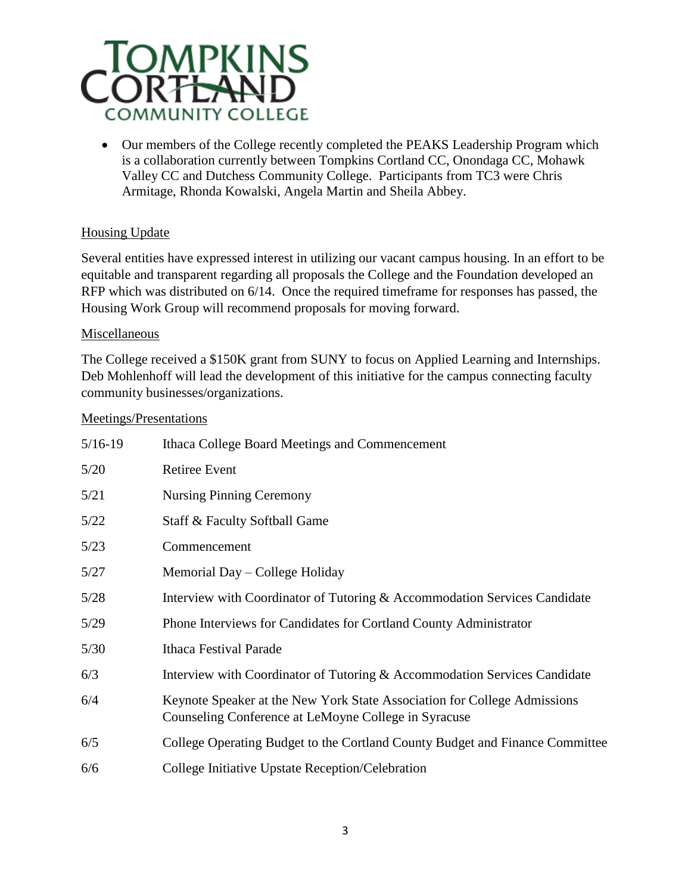- Our members of the College recently completed the PEAKS Leadership Program which is a collaboration currently between Tompkins Cortland CC, Onondaga CC, Mohawk Valley CC and Dutchess Community College. Participants from TC3 were Chris Armitage, Rhonda Kowalski, Angela Martin and Sheila Abbey.

Housing Update

Several entities have expressed interest in utilizing our vacant campus housing. In an effort to be equitable and transparent regarding all proposals the College and the Foundation developed an RFP which was distributed on 6/14. Once the required timeframe for responses has passed, the Housing Work Group will recommend proposals for moving forward.

Miscellaneous

The College received a $150K grant from SUNY to focus on Applied Learning and Internships. Deb Mohlenhoff will lead the development of this initiative for the campus connecting faculty community businesses/organizations.

Meetings/Presentations

| | |
|---|---|
| 5/16-19 | Ithaca College Board Meetings and Commencement |
| 5/20 | Retiree Event |
| 5/21 | Nursing Pinning Ceremony |
| 5/22 | Staff & Faculty Softball Game |
| 5/23 | Commencement |
| 5/27 | Memorial Day – College Holiday |
| 5/28 | Interview with Coordinator of Tutoring & Accommodation Services Candidate |
| 5/29 | Phone Interviews for Candidates for Cortland County Administrator |
| 5/30 | Ithaca Festival Parade |
| 6/3 | Interview with Coordinator of Tutoring & Accommodation Services Candidate |
| 6/4 | Keynote Speaker at the New York State Association for College Admissions Counseling Conference at LeMoyne College in Syracuse |
| 6/5 | College Operating Budget to the Cortland County Budget and Finance Committee |
| 6/6 | College Initiative Upstate Reception/Celebration |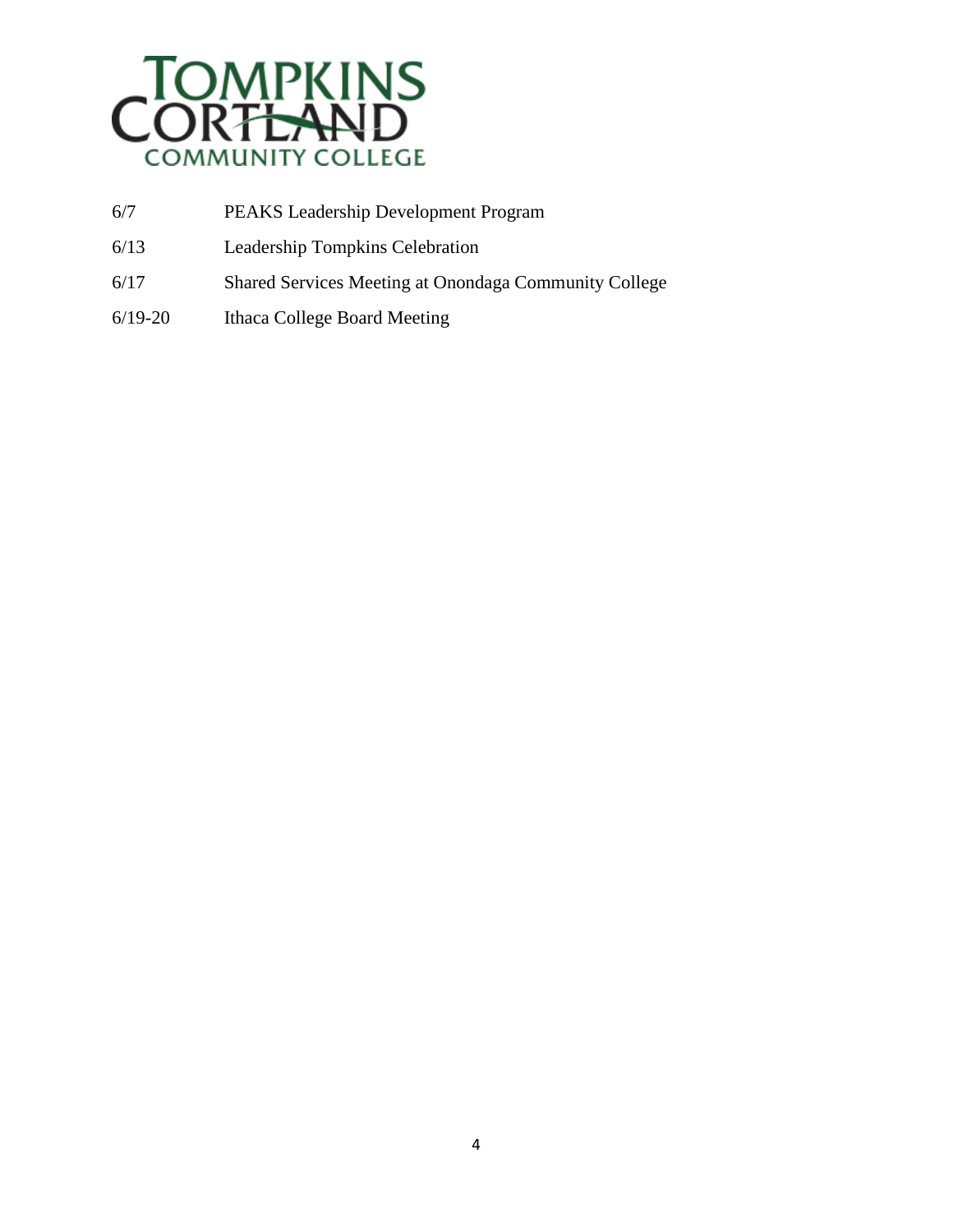| | |
|---|---|
| 6/7 | PEAKS Leadership Development Program |
| 6/13 | Leadership Tompkins Celebration |
| 6/17 | Shared Services Meeting at Onondaga Community College |
| 6/19-20 | Ithaca College Board Meeting |